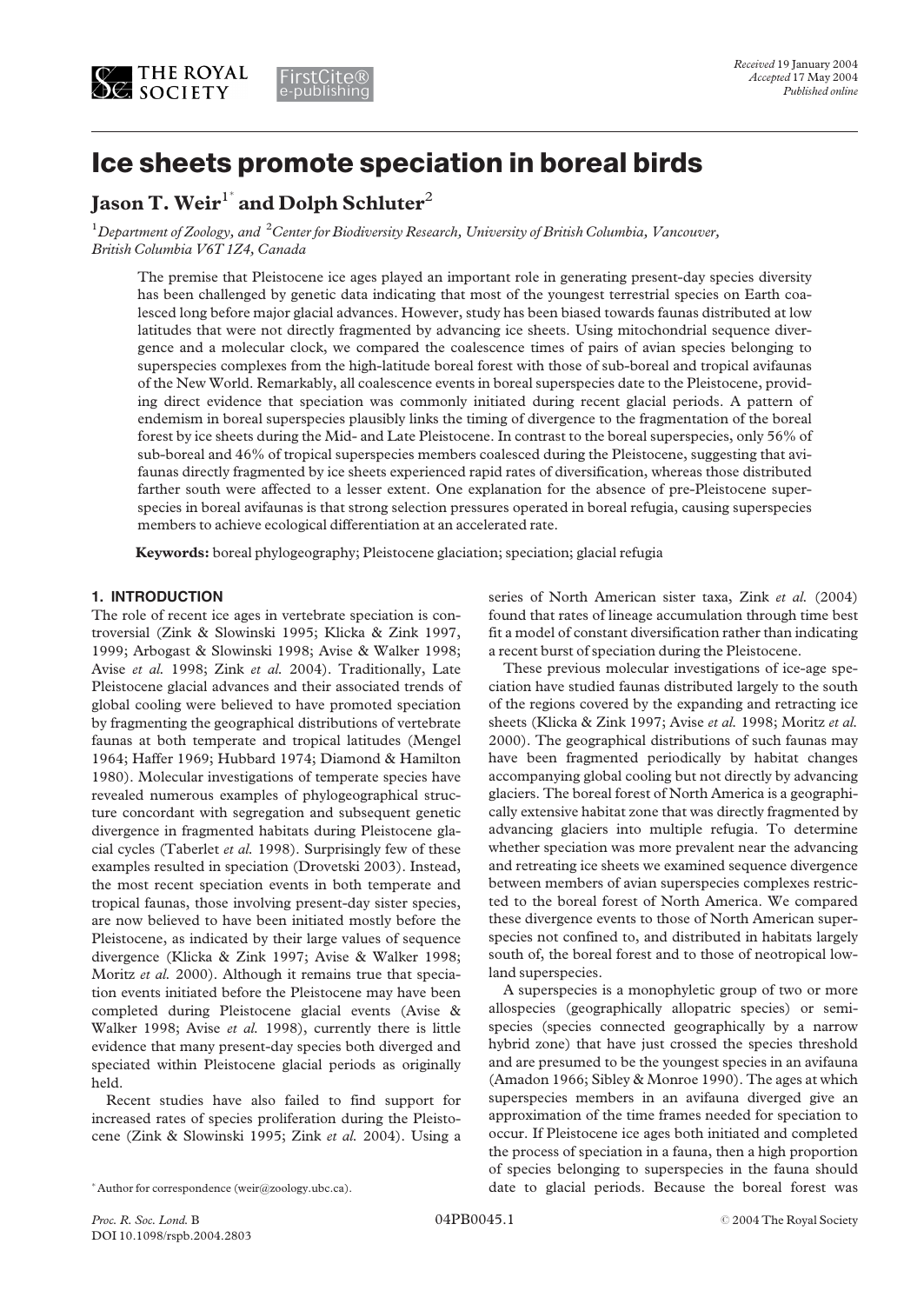Received 19 January 2004
Accepted 17 May 2004
Published online

# Ice sheets promote speciation in boreal birds

**Jason T. Weir**[1*] **and Dolph Schluter**[2]

[1]*Department of Zoology, and* [2]*Center for Biodiversity Research, University of British Columbia, Vancouver, British Columbia V6T 1Z4, Canada*

The premise that Pleistocene ice ages played an important role in generating present-day species diversity has been challenged by genetic data indicating that most of the youngest terrestrial species on Earth coalesced long before major glacial advances. However, study has been biased towards faunas distributed at low latitudes that were not directly fragmented by advancing ice sheets. Using mitochondrial sequence divergence and a molecular clock, we compared the coalescence times of pairs of avian species belonging to superspecies complexes from the high-latitude boreal forest with those of sub-boreal and tropical avifaunas of the New World. Remarkably, all coalescence events in boreal superspecies date to the Pleistocene, providing direct evidence that speciation was commonly initiated during recent glacial periods. A pattern of endemism in boreal superspecies plausibly links the timing of divergence to the fragmentation of the boreal forest by ice sheets during the Mid- and Late Pleistocene. In contrast to the boreal superspecies, only 56% of sub-boreal and 46% of tropical superspecies members coalesced during the Pleistocene, suggesting that avifaunas directly fragmented by ice sheets experienced rapid rates of diversification, whereas those distributed farther south were affected to a lesser extent. One explanation for the absence of pre-Pleistocene superspecies in boreal avifaunas is that strong selection pressures operated in boreal refugia, causing superspecies members to achieve ecological differentiation at an accelerated rate.

**Keywords:** boreal phylogeography; Pleistocene glaciation; speciation; glacial refugia

## 1. INTRODUCTION

The role of recent ice ages in vertebrate speciation is controversial (Zink & Slowinski 1995; Klicka & Zink 1997, 1999; Arbogast & Slowinski 1998; Avise & Walker 1998; Avise *et al.* 1998; Zink *et al.* 2004). Traditionally, Late Pleistocene glacial advances and their associated trends of global cooling were believed to have promoted speciation by fragmenting the geographical distributions of vertebrate faunas at both temperate and tropical latitudes (Mengel 1964; Haffer 1969; Hubbard 1974; Diamond & Hamilton 1980). Molecular investigations of temperate species have revealed numerous examples of phylogeographical structure concordant with segregation and subsequent genetic divergence in fragmented habitats during Pleistocene glacial cycles (Taberlet *et al.* 1998). Surprisingly few of these examples resulted in speciation (Drovetski 2003). Instead, the most recent speciation events in both temperate and tropical faunas, those involving present-day sister species, are now believed to have been initiated mostly before the Pleistocene, as indicated by their large values of sequence divergence (Klicka & Zink 1997; Avise & Walker 1998; Moritz *et al.* 2000). Although it remains true that speciation events initiated before the Pleistocene may have been completed during Pleistocene glacial events (Avise & Walker 1998; Avise *et al.* 1998), currently there is little evidence that many present-day species both diverged and speciated within Pleistocene glacial periods as originally held.

Recent studies have also failed to find support for increased rates of species proliferation during the Pleistocene (Zink & Slowinski 1995; Zink *et al.* 2004). Using a series of North American sister taxa, Zink *et al.* (2004) found that rates of lineage accumulation through time best fit a model of constant diversification rather than indicating a recent burst of speciation during the Pleistocene.

These previous molecular investigations of ice-age speciation have studied faunas distributed largely to the south of the regions covered by the expanding and retracting ice sheets (Klicka & Zink 1997; Avise *et al.* 1998; Moritz *et al.* 2000). The geographical distributions of such faunas may have been fragmented periodically by habitat changes accompanying global cooling but not directly by advancing glaciers. The boreal forest of North America is a geographically extensive habitat zone that was directly fragmented by advancing glaciers into multiple refugia. To determine whether speciation was more prevalent near the advancing and retreating ice sheets we examined sequence divergence between members of avian superspecies complexes restricted to the boreal forest of North America. We compared these divergence events to those of North American superspecies not confined to, and distributed in habitats largely south of, the boreal forest and to those of neotropical lowland superspecies.

A superspecies is a monophyletic group of two or more allospecies (geographically allopatric species) or semispecies (species connected geographically by a narrow hybrid zone) that have just crossed the species threshold and are presumed to be the youngest species in an avifauna (Amadon 1966; Sibley & Monroe 1990). The ages at which superspecies members in an avifauna diverged give an approximation of the time frames needed for speciation to occur. If Pleistocene ice ages both initiated and completed the process of speciation in a fauna, then a high proportion of species belonging to superspecies in the fauna should date to glacial periods. Because the boreal forest was

\* Author for correspondence (weir@zoology.ubc.ca).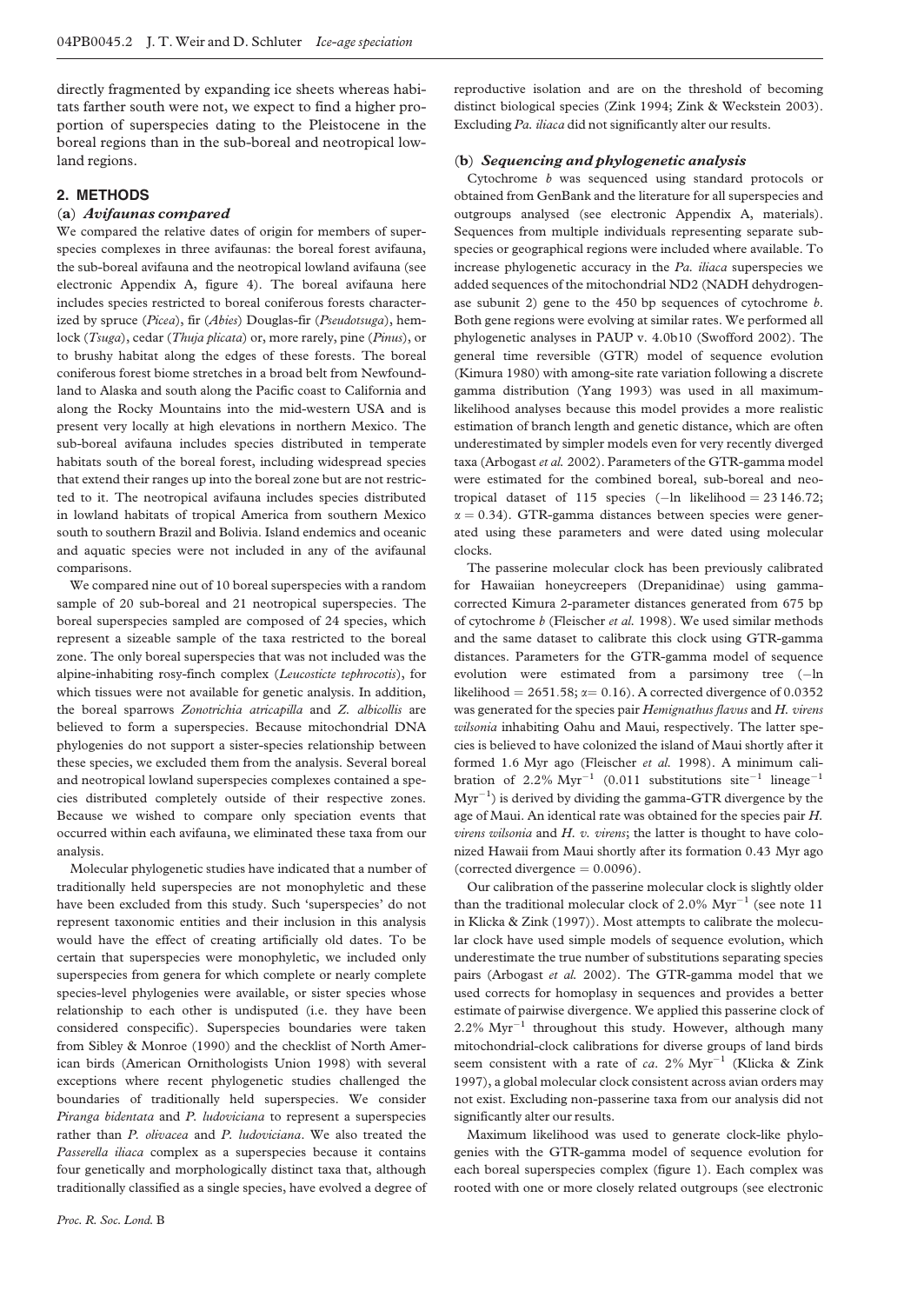directly fragmented by expanding ice sheets whereas habitats farther south were not, we expect to find a higher proportion of superspecies dating to the Pleistocene in the boreal regions than in the sub-boreal and neotropical lowland regions.

## 2. METHODS

### (a) *Avifaunas compared*

We compared the relative dates of origin for members of superspecies complexes in three avifaunas: the boreal forest avifauna, the sub-boreal avifauna and the neotropical lowland avifauna (see electronic Appendix A, figure 4). The boreal avifauna here includes species restricted to boreal coniferous forests characterized by spruce (*Picea*), fir (*Abies*) Douglas-fir (*Pseudotsuga*), hemlock (*Tsuga*), cedar (*Thuja plicata*) or, more rarely, pine (*Pinus*), or to brushy habitat along the edges of these forests. The boreal coniferous forest biome stretches in a broad belt from Newfoundland to Alaska and south along the Pacific coast to California and along the Rocky Mountains into the mid-western USA and is present very locally at high elevations in northern Mexico. The sub-boreal avifauna includes species distributed in temperate habitats south of the boreal forest, including widespread species that extend their ranges up into the boreal zone but are not restricted to it. The neotropical avifauna includes species distributed in lowland habitats of tropical America from southern Mexico south to southern Brazil and Bolivia. Island endemics and oceanic and aquatic species were not included in any of the avifaunal comparisons.

We compared nine out of 10 boreal superspecies with a random sample of 20 sub-boreal and 21 neotropical superspecies. The boreal superspecies sampled are composed of 24 species, which represent a sizeable sample of the taxa restricted to the boreal zone. The only boreal superspecies that was not included was the alpine-inhabiting rosy-finch complex (*Leucosticte tephrocotis*), for which tissues were not available for genetic analysis. In addition, the boreal sparrows *Zonotrichia atricapilla* and *Z. albicollis* are believed to form a superspecies. Because mitochondrial DNA phylogenies do not support a sister-species relationship between these species, we excluded them from the analysis. Several boreal and neotropical lowland superspecies complexes contained a species distributed completely outside of their respective zones. Because we wished to compare only speciation events that occurred within each avifauna, we eliminated these taxa from our analysis.

Molecular phylogenetic studies have indicated that a number of traditionally held superspecies are not monophyletic and these have been excluded from this study. Such 'superspecies' do not represent taxonomic entities and their inclusion in this analysis would have the effect of creating artificially old dates. To be certain that superspecies were monophyletic, we included only superspecies from genera for which complete or nearly complete species-level phylogenies were available, or sister species whose relationship to each other is undisputed (i.e. they have been considered conspecific). Superspecies boundaries were taken from Sibley & Monroe (1990) and the checklist of North American birds (American Ornithologists Union 1998) with several exceptions where recent phylogenetic studies challenged the boundaries of traditionally held superspecies. We consider *Piranga bidentata* and *P. ludoviciana* to represent a superspecies rather than *P. olivacea* and *P. ludoviciana*. We also treated the *Passerella iliaca* complex as a superspecies because it contains four genetically and morphologically distinct taxa that, although traditionally classified as a single species, have evolved a degree of reproductive isolation and are on the threshold of becoming distinct biological species (Zink 1994; Zink & Weckstein 2003). Excluding *Pa. iliaca* did not significantly alter our results.

### (b) *Sequencing and phylogenetic analysis*

Cytochrome *b* was sequenced using standard protocols or obtained from GenBank and the literature for all superspecies and outgroups analysed (see electronic Appendix A, materials). Sequences from multiple individuals representing separate subspecies or geographical regions were included where available. To increase phylogenetic accuracy in the *Pa. iliaca* superspecies we added sequences of the mitochondrial ND2 (NADH dehydrogenase subunit 2) gene to the 450 bp sequences of cytochrome *b*. Both gene regions were evolving at similar rates. We performed all phylogenetic analyses in PAUP v. 4.0b10 (Swofford 2002). The general time reversible (GTR) model of sequence evolution (Kimura 1980) with among-site rate variation following a discrete gamma distribution (Yang 1993) was used in all maximum-likelihood analyses because this model provides a more realistic estimation of branch length and genetic distance, which are often underestimated by simpler models even for very recently diverged taxa (Arbogast *et al.* 2002). Parameters of the GTR-gamma model were estimated for the combined boreal, sub-boreal and neotropical dataset of 115 species ($-\ln$ likelihood $= 23\,146.72$; $\alpha = 0.34$). GTR-gamma distances between species were generated using these parameters and were dated using molecular clocks.

The passerine molecular clock has been previously calibrated for Hawaiian honeycreepers (Drepanidinae) using gamma-corrected Kimura 2-parameter distances generated from 675 bp of cytochrome *b* (Fleischer *et al.* 1998). We used similar methods and the same dataset to calibrate this clock using GTR-gamma distances. Parameters for the GTR-gamma model of sequence evolution were estimated from a parsimony tree ($-\ln$ likelihood $= 2651.58$; $\alpha = 0.16$). A corrected divergence of 0.0352 was generated for the species pair *Hemignathus flavus* and *H. virens wilsonia* inhabiting Oahu and Maui, respectively. The latter species is believed to have colonized the island of Maui shortly after it formed 1.6 Myr ago (Fleischer *et al.* 1998). A minimum calibration of 2.2% $\text{Myr}^{-1}$ (0.011 substitutions $\text{site}^{-1}$ $\text{lineage}^{-1}$ $\text{Myr}^{-1}$) is derived by dividing the gamma-GTR divergence by the age of Maui. An identical rate was obtained for the species pair *H. virens wilsonia* and *H. v. virens*; the latter is thought to have colonized Hawaii from Maui shortly after its formation 0.43 Myr ago (corrected divergence $= 0.0096$).

Our calibration of the passerine molecular clock is slightly older than the traditional molecular clock of 2.0% $\text{Myr}^{-1}$ (see note 11 in Klicka & Zink (1997)). Most attempts to calibrate the molecular clock have used simple models of sequence evolution, which underestimate the true number of substitutions separating species pairs (Arbogast *et al.* 2002). The GTR-gamma model that we used corrects for homoplasy in sequences and provides a better estimate of pairwise divergence. We applied this passerine clock of 2.2% $\text{Myr}^{-1}$ throughout this study. However, although many mitochondrial-clock calibrations for diverse groups of land birds seem consistent with a rate of *ca*. 2% $\text{Myr}^{-1}$ (Klicka & Zink 1997), a global molecular clock consistent across avian orders may not exist. Excluding non-passerine taxa from our analysis did not significantly alter our results.

Maximum likelihood was used to generate clock-like phylogenies with the GTR-gamma model of sequence evolution for each boreal superspecies complex (figure 1). Each complex was rooted with one or more closely related outgroups (see electronic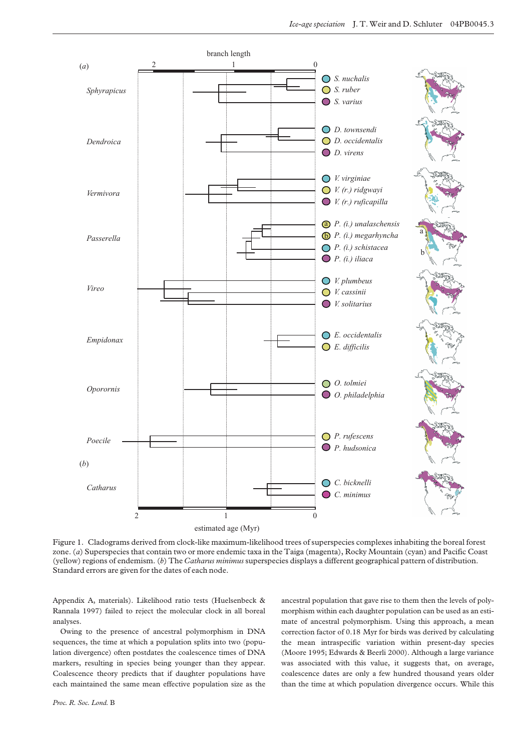Figure 1. Cladograms derived from clock-like maximum-likelihood trees of superspecies complexes inhabiting the boreal forest zone. (*a*) Superspecies that contain two or more endemic taxa in the Taiga (magenta), Rocky Mountain (cyan) and Pacific Coast (yellow) regions of endemism. (*b*) The *Catharus minimus* superspecies displays a different geographical pattern of distribution. Standard errors are given for the dates of each node.

Appendix A, materials). Likelihood ratio tests (Huelsenbeck & Rannala 1997) failed to reject the molecular clock in all boreal analyses.

Owing to the presence of ancestral polymorphism in DNA sequences, the time at which a population splits into two (population divergence) often postdates the coalescence times of DNA markers, resulting in species being younger than they appear. Coalescence theory predicts that if daughter populations have each maintained the same mean effective population size as the ancestral population that gave rise to them then the levels of polymorphism within each daughter population can be used as an estimate of ancestral polymorphism. Using this approach, a mean correction factor of 0.18 Myr for birds was derived by calculating the mean intraspecific variation within present-day species (Moore 1995; Edwards & Beerli 2000). Although a large variance was associated with this value, it suggests that, on average, coalescence dates are only a few hundred thousand years older than the time at which population divergence occurs. While this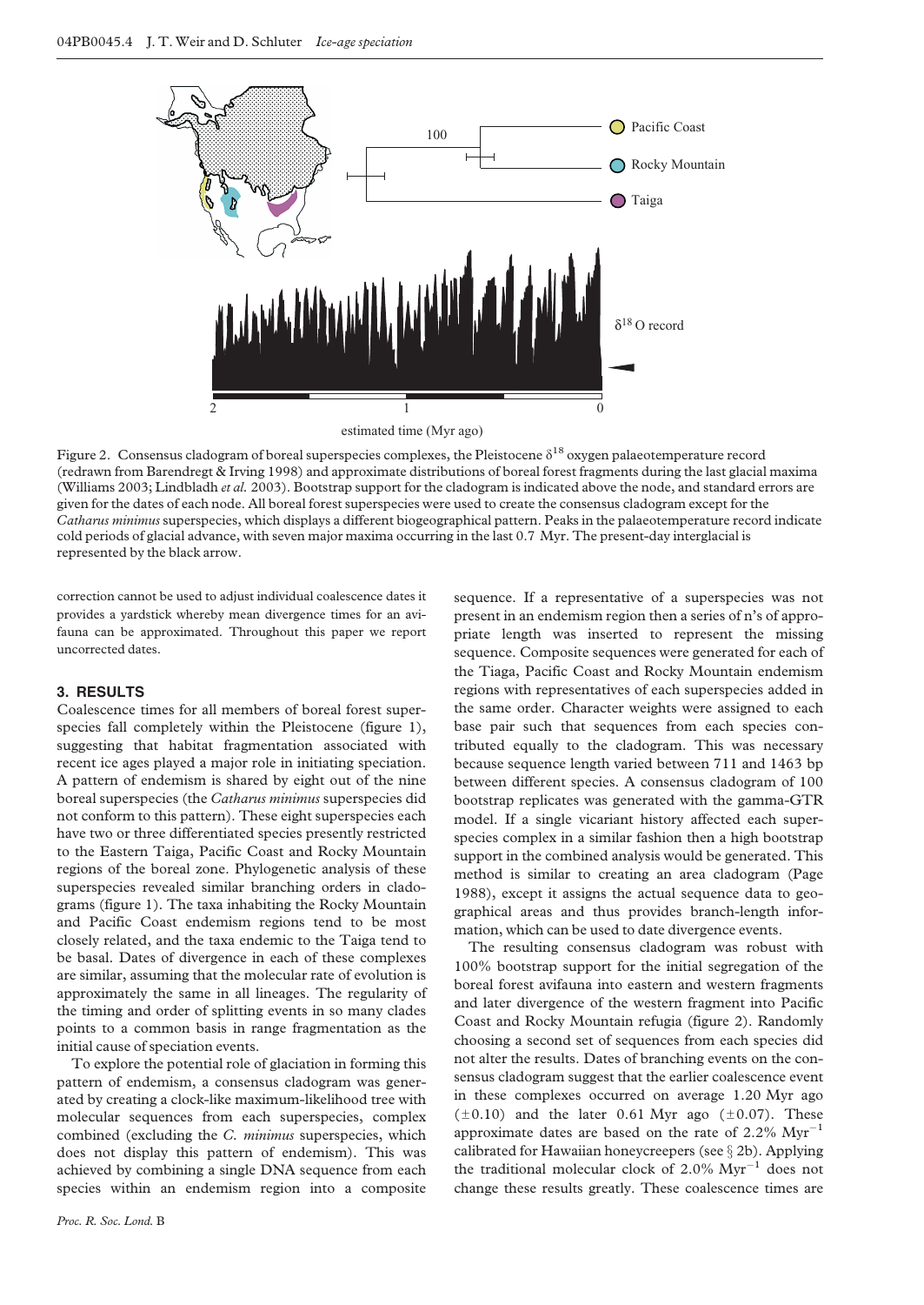Figure 2. Consensus cladogram of boreal superspecies complexes, the Pleistocene $\delta^{18}$ oxygen palaeotemperature record (redrawn from Barendregt & Irving 1998) and approximate distributions of boreal forest fragments during the last glacial maxima (Williams 2003; Lindbladh *et al.* 2003). Bootstrap support for the cladogram is indicated above the node, and standard errors are given for the dates of each node. All boreal forest superspecies were used to create the consensus cladogram except for the *Catharus minimus* superspecies, which displays a different biogeographical pattern. Peaks in the palaeotemperature record indicate cold periods of glacial advance, with seven major maxima occurring in the last 0.7 Myr. The present-day interglacial is represented by the black arrow.

correction cannot be used to adjust individual coalescence dates it provides a yardstick whereby mean divergence times for an avifauna can be approximated. Throughout this paper we report uncorrected dates.

## 3. RESULTS

Coalescence times for all members of boreal forest superspecies fall completely within the Pleistocene (figure 1), suggesting that habitat fragmentation associated with recent ice ages played a major role in initiating speciation. A pattern of endemism is shared by eight out of the nine boreal superspecies (the *Catharus minimus* superspecies did not conform to this pattern). These eight superspecies each have two or three differentiated species presently restricted to the Eastern Taiga, Pacific Coast and Rocky Mountain regions of the boreal zone. Phylogenetic analysis of these superspecies revealed similar branching orders in cladograms (figure 1). The taxa inhabiting the Rocky Mountain and Pacific Coast endemism regions tend to be most closely related, and the taxa endemic to the Taiga tend to be basal. Dates of divergence in each of these complexes are similar, assuming that the molecular rate of evolution is approximately the same in all lineages. The regularity of the timing and order of splitting events in so many clades points to a common basis in range fragmentation as the initial cause of speciation events.

To explore the potential role of glaciation in forming this pattern of endemism, a consensus cladogram was generated by creating a clock-like maximum-likelihood tree with molecular sequences from each superspecies, complex combined (excluding the *C. minimus* superspecies, which does not display this pattern of endemism). This was achieved by combining a single DNA sequence from each species within an endemism region into a composite sequence. If a representative of a superspecies was not present in an endemism region then a series of n's of appropriate length was inserted to represent the missing sequence. Composite sequences were generated for each of the Tiaga, Pacific Coast and Rocky Mountain endemism regions with representatives of each superspecies added in the same order. Character weights were assigned to each base pair such that sequences from each species contributed equally to the cladogram. This was necessary because sequence length varied between 711 and 1463 bp between different species. A consensus cladogram of 100 bootstrap replicates was generated with the gamma-GTR model. If a single vicariant history affected each superspecies complex in a similar fashion then a high bootstrap support in the combined analysis would be generated. This method is similar to creating an area cladogram (Page 1988), except it assigns the actual sequence data to geographical areas and thus provides branch-length information, which can be used to date divergence events.

The resulting consensus cladogram was robust with 100% bootstrap support for the initial segregation of the boreal forest avifauna into eastern and western fragments and later divergence of the western fragment into Pacific Coast and Rocky Mountain refugia (figure 2). Randomly choosing a second set of sequences from each species did not alter the results. Dates of branching events on the consensus cladogram suggest that the earlier coalescence event in these complexes occurred on average 1.20 Myr ago ($\pm 0.10$) and the later 0.61 Myr ago ($\pm 0.07$). These approximate dates are based on the rate of 2.2% $\text{Myr}^{-1}$ calibrated for Hawaiian honeycreepers (see § 2b). Applying the traditional molecular clock of 2.0% $\text{Myr}^{-1}$ does not change these results greatly. These coalescence times are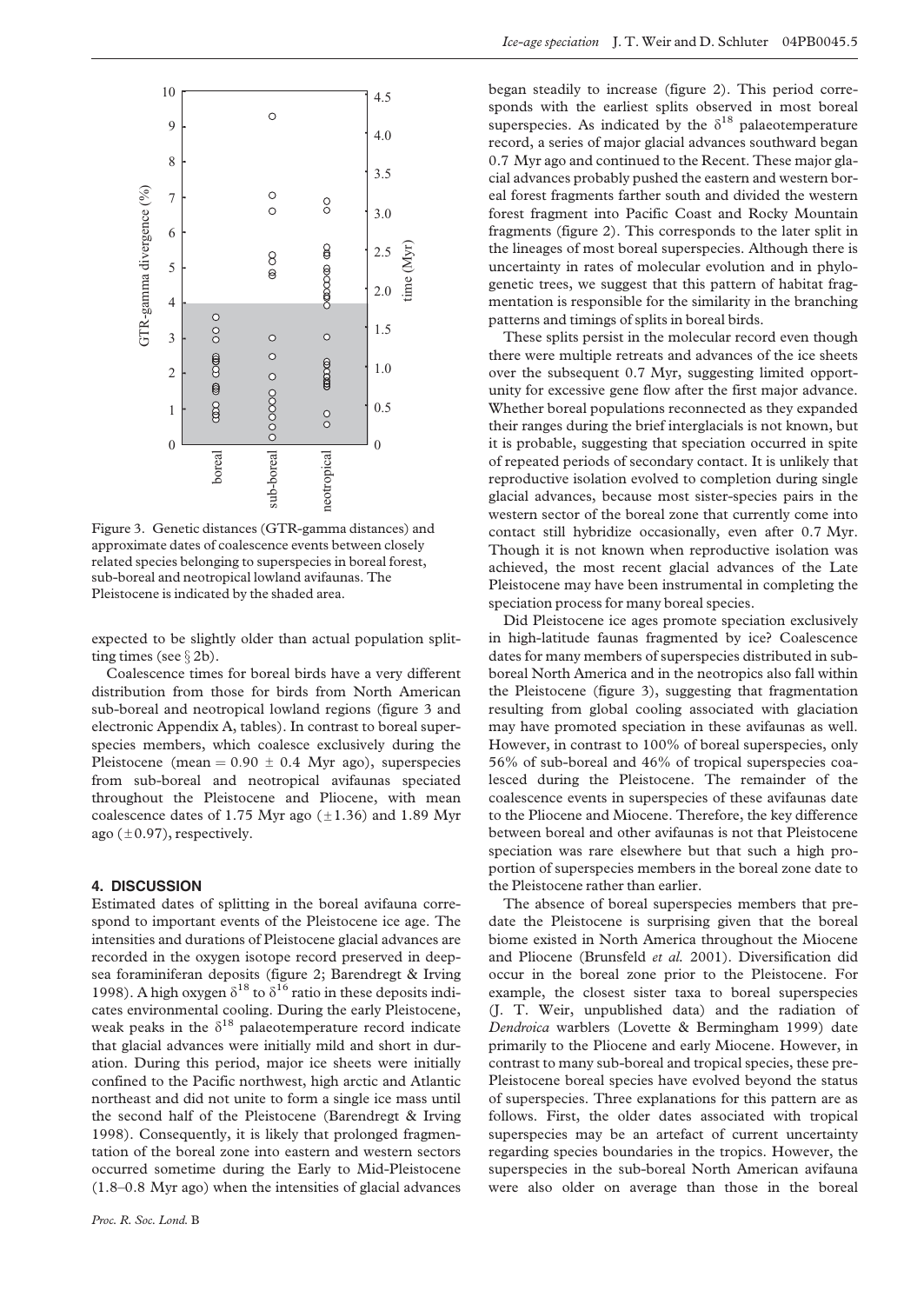Figure 3. Genetic distances (GTR-gamma distances) and approximate dates of coalescence events between closely related species belonging to superspecies in boreal forest, sub-boreal and neotropical lowland avifaunas. The Pleistocene is indicated by the shaded area.

expected to be slightly older than actual population splitting times (see § 2b).

Coalescence times for boreal birds have a very different distribution from those for birds from North American sub-boreal and neotropical lowland regions (figure 3 and electronic Appendix A, tables). In contrast to boreal superspecies members, which coalesce exclusively during the Pleistocene (mean = 0.90 ± 0.4 Myr ago), superspecies from sub-boreal and neotropical avifaunas speciated throughout the Pleistocene and Pliocene, with mean coalescence dates of 1.75 Myr ago (±1.36) and 1.89 Myr ago (±0.97), respectively.

## 4. DISCUSSION

Estimated dates of splitting in the boreal avifauna correspond to important events of the Pleistocene ice age. The intensities and durations of Pleistocene glacial advances are recorded in the oxygen isotope record preserved in deep-sea foraminiferan deposits (figure 2; Barendregt & Irving 1998). A high oxygen $\delta^{18}$ to $\delta^{16}$ ratio in these deposits indicates environmental cooling. During the early Pleistocene, weak peaks in the $\delta^{18}$ palaeotemperature record indicate that glacial advances were initially mild and short in duration. During this period, major ice sheets were initially confined to the Pacific northwest, high arctic and Atlantic northeast and did not unite to form a single ice mass until the second half of the Pleistocene (Barendregt & Irving 1998). Consequently, it is likely that prolonged fragmentation of the boreal zone into eastern and western sectors occurred sometime during the Early to Mid-Pleistocene (1.8–0.8 Myr ago) when the intensities of glacial advances began steadily to increase (figure 2). This period corresponds with the earliest splits observed in most boreal superspecies. As indicated by the $\delta^{18}$ palaeotemperature record, a series of major glacial advances southward began 0.7 Myr ago and continued to the Recent. These major glacial advances probably pushed the eastern and western boreal forest fragments farther south and divided the western forest fragment into Pacific Coast and Rocky Mountain fragments (figure 2). This corresponds to the later split in the lineages of most boreal superspecies. Although there is uncertainty in rates of molecular evolution and in phylogenetic trees, we suggest that this pattern of habitat fragmentation is responsible for the similarity in the branching patterns and timings of splits in boreal birds.

These splits persist in the molecular record even though there were multiple retreats and advances of the ice sheets over the subsequent 0.7 Myr, suggesting limited opportunity for excessive gene flow after the first major advance. Whether boreal populations reconnected as they expanded their ranges during the brief interglacials is not known, but it is probable, suggesting that speciation occurred in spite of repeated periods of secondary contact. It is unlikely that reproductive isolation evolved to completion during single glacial advances, because most sister-species pairs in the western sector of the boreal zone that currently come into contact still hybridize occasionally, even after 0.7 Myr. Though it is not known when reproductive isolation was achieved, the most recent glacial advances of the Late Pleistocene may have been instrumental in completing the speciation process for many boreal species.

Did Pleistocene ice ages promote speciation exclusively in high-latitude faunas fragmented by ice? Coalescence dates for many members of superspecies distributed in sub-boreal North America and in the neotropics also fall within the Pleistocene (figure 3), suggesting that fragmentation resulting from global cooling associated with glaciation may have promoted speciation in these avifaunas as well. However, in contrast to 100% of boreal superspecies, only 56% of sub-boreal and 46% of tropical superspecies coalesced during the Pleistocene. The remainder of the coalescence events in superspecies of these avifaunas date to the Pliocene and Miocene. Therefore, the key difference between boreal and other avifaunas is not that Pleistocene speciation was rare elsewhere but that such a high proportion of superspecies members in the boreal zone date to the Pleistocene rather than earlier.

The absence of boreal superspecies members that predate the Pleistocene is surprising given that the boreal biome existed in North America throughout the Miocene and Pliocene (Brunsfeld *et al.* 2001). Diversification did occur in the boreal zone prior to the Pleistocene. For example, the closest sister taxa to boreal superspecies (J. T. Weir, unpublished data) and the radiation of *Dendroica* warblers (Lovette & Bermingham 1999) date primarily to the Pliocene and early Miocene. However, in contrast to many sub-boreal and tropical species, these pre-Pleistocene boreal species have evolved beyond the status of superspecies. Three explanations for this pattern are as follows. First, the older dates associated with tropical superspecies may be an artefact of current uncertainty regarding species boundaries in the tropics. However, the superspecies in the sub-boreal North American avifauna were also older on average than those in the boreal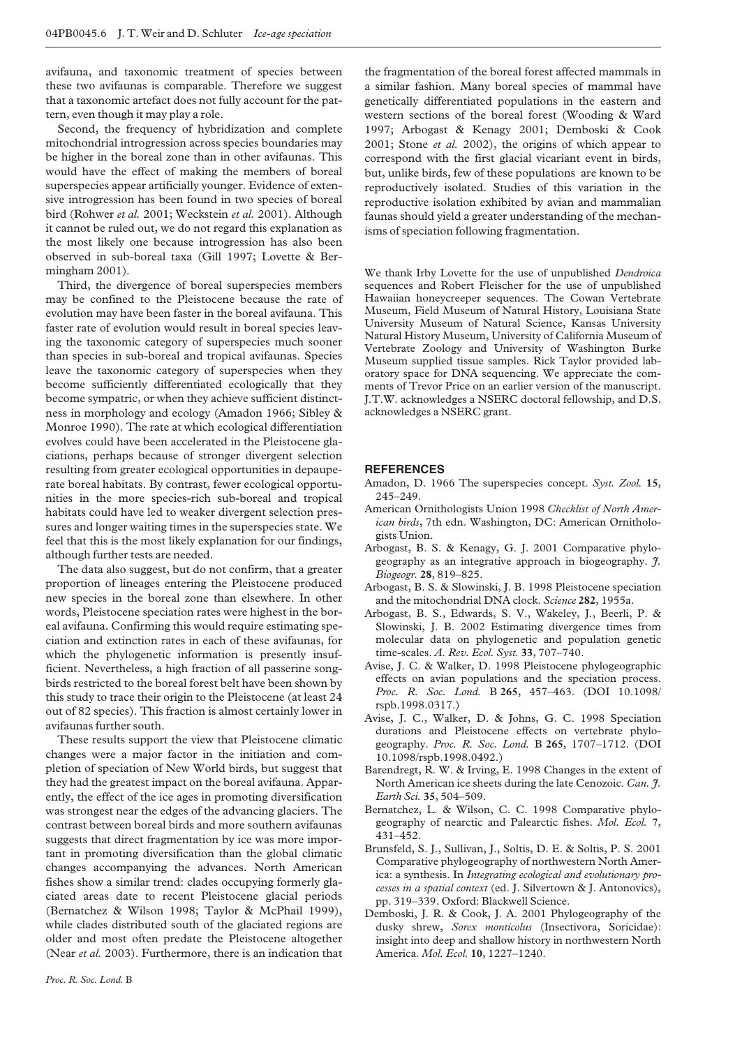avifauna, and taxonomic treatment of species between these two avifaunas is comparable. Therefore we suggest that a taxonomic artefact does not fully account for the pattern, even though it may play a role.

Second, the frequency of hybridization and complete mitochondrial introgression across species boundaries may be higher in the boreal zone than in other avifaunas. This would have the effect of making the members of boreal superspecies appear artificially younger. Evidence of extensive introgression has been found in two species of boreal bird (Rohwer *et al.* 2001; Weckstein *et al.* 2001). Although it cannot be ruled out, we do not regard this explanation as the most likely one because introgression has also been observed in sub-boreal taxa (Gill 1997; Lovette & Bermingham 2001).

Third, the divergence of boreal superspecies members may be confined to the Pleistocene because the rate of evolution may have been faster in the boreal avifauna. This faster rate of evolution would result in boreal species leaving the taxonomic category of superspecies much sooner than species in sub-boreal and tropical avifaunas. Species leave the taxonomic category of superspecies when they become sufficiently differentiated ecologically that they become sympatric, or when they achieve sufficient distinctness in morphology and ecology (Amadon 1966; Sibley & Monroe 1990). The rate at which ecological differentiation evolves could have been accelerated in the Pleistocene glaciations, perhaps because of stronger divergent selection resulting from greater ecological opportunities in depauperate boreal habitats. By contrast, fewer ecological opportunities in the more species-rich sub-boreal and tropical habitats could have led to weaker divergent selection pressures and longer waiting times in the superspecies state. We feel that this is the most likely explanation for our findings, although further tests are needed.

The data also suggest, but do not confirm, that a greater proportion of lineages entering the Pleistocene produced new species in the boreal zone than elsewhere. In other words, Pleistocene speciation rates were highest in the boreal avifauna. Confirming this would require estimating speciation and extinction rates in each of these avifaunas, for which the phylogenetic information is presently insufficient. Nevertheless, a high fraction of all passerine songbirds restricted to the boreal forest belt have been shown by this study to trace their origin to the Pleistocene (at least 24 out of 82 species). This fraction is almost certainly lower in avifaunas further south.

These results support the view that Pleistocene climatic changes were a major factor in the initiation and completion of speciation of New World birds, but suggest that they had the greatest impact on the boreal avifauna. Apparently, the effect of the ice ages in promoting diversification was strongest near the edges of the advancing glaciers. The contrast between boreal birds and more southern avifaunas suggests that direct fragmentation by ice was more important in promoting diversification than the global climatic changes accompanying the advances. North American fishes show a similar trend: clades occupying formerly glaciated areas date to recent Pleistocene glacial periods (Bernatchez & Wilson 1998; Taylor & McPhail 1999), while clades distributed south of the glaciated regions are older and most often predate the Pleistocene altogether (Near *et al.* 2003). Furthermore, there is an indication that the fragmentation of the boreal forest affected mammals in a similar fashion. Many boreal species of mammal have genetically differentiated populations in the eastern and western sections of the boreal forest (Wooding & Ward 1997; Arbogast & Kenagy 2001; Demboski & Cook 2001; Stone *et al.* 2002), the origins of which appear to correspond with the first glacial vicariant event in birds, but, unlike birds, few of these populations are known to be reproductively isolated. Studies of this variation in the reproductive isolation exhibited by avian and mammalian faunas should yield a greater understanding of the mechanisms of speciation following fragmentation.

We thank Irby Lovette for the use of unpublished *Dendroica* sequences and Robert Fleischer for the use of unpublished Hawaiian honeycreeper sequences. The Cowan Vertebrate Museum, Field Museum of Natural History, Louisiana State University Museum of Natural Science, Kansas University Natural History Museum, University of California Museum of Vertebrate Zoology and University of Washington Burke Museum supplied tissue samples. Rick Taylor provided laboratory space for DNA sequencing. We appreciate the comments of Trevor Price on an earlier version of the manuscript. J.T.W. acknowledges a NSERC doctoral fellowship, and D.S. acknowledges a NSERC grant.

## REFERENCES

Amadon, D. 1966 The superspecies concept. *Syst. Zool.* **15**, 245–249.

American Ornithologists Union 1998 *Checklist of North American birds*, 7th edn. Washington, DC: American Ornithologists Union.

Arbogast, B. S. & Kenagy, G. J. 2001 Comparative phylogeography as an integrative approach in biogeography. *J. Biogeogr.* **28**, 819–825.

Arbogast, B. S. & Slowinski, J. B. 1998 Pleistocene speciation and the mitochondrial DNA clock. *Science* **282**, 1955a.

Arbogast, B. S., Edwards, S. V., Wakeley, J., Beerli, P. & Slowinski, J. B. 2002 Estimating divergence times from molecular data on phylogenetic and population genetic time-scales. *A. Rev. Ecol. Syst.* **33**, 707–740.

Avise, J. C. & Walker, D. 1998 Pleistocene phylogeographic effects on avian populations and the speciation process. *Proc. R. Soc. Lond.* B **265**, 457–463. (DOI 10.1098/rspb.1998.0317.)

Avise, J. C., Walker, D. & Johns, G. C. 1998 Speciation durations and Pleistocene effects on vertebrate phylogeography. *Proc. R. Soc. Lond.* B **265**, 1707–1712. (DOI 10.1098/rspb.1998.0492.)

Barendregt, R. W. & Irving, E. 1998 Changes in the extent of North American ice sheets during the late Cenozoic. *Can. J. Earth Sci.* **35**, 504–509.

Bernatchez, L. & Wilson, C. C. 1998 Comparative phylogeography of nearctic and Palearctic fishes. *Mol. Ecol.* **7**, 431–452.

Brunsfeld, S. J., Sullivan, J., Soltis, D. E. & Soltis, P. S. 2001 Comparative phylogeography of northwestern North America: a synthesis. In *Integrating ecological and evolutionary processes in a spatial context* (ed. J. Silvertown & J. Antonovics), pp. 319–339. Oxford: Blackwell Science.

Demboski, J. R. & Cook, J. A. 2001 Phylogeography of the dusky shrew, *Sorex monticolus* (Insectivora, Soricidae): insight into deep and shallow history in northwestern North America. *Mol. Ecol.* **10**, 1227–1240.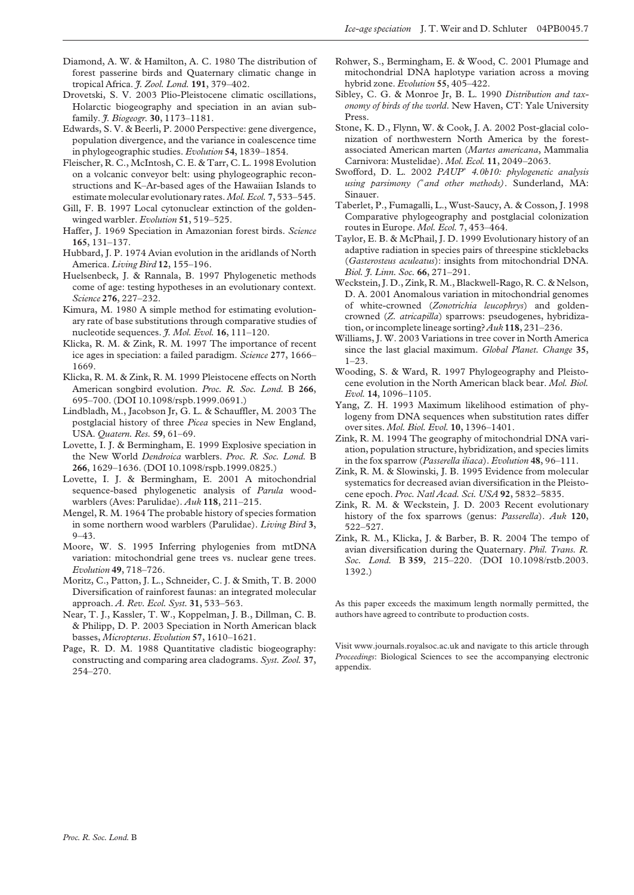Diamond, A. W. & Hamilton, A. C. 1980 The distribution of forest passerine birds and Quaternary climatic change in tropical Africa. *J. Zool. Lond.* **191**, 379–402.

Drovetski, S. V. 2003 Plio-Pleistocene climatic oscillations, Holarctic biogeography and speciation in an avian subfamily. *J. Biogeogr.* **30**, 1173–1181.

Edwards, S. V. & Beerli, P. 2000 Perspective: gene divergence, population divergence, and the variance in coalescence time in phylogeographic studies. *Evolution* **54**, 1839–1854.

Fleischer, R. C., McIntosh, C. E. & Tarr, C. L. 1998 Evolution on a volcanic conveyor belt: using phylogeographic reconstructions and K–Ar-based ages of the Hawaiian Islands to estimate molecular evolutionary rates. *Mol. Ecol.* **7**, 533–545.

Gill, F. B. 1997 Local cytonuclear extinction of the golden-winged warbler. *Evolution* **51**, 519–525.

Haffer, J. 1969 Speciation in Amazonian forest birds. *Science* **165**, 131–137.

Hubbard, J. P. 1974 Avian evolution in the aridlands of North America. *Living Bird* **12**, 155–196.

Huelsenbeck, J. & Rannala, B. 1997 Phylogenetic methods come of age: testing hypotheses in an evolutionary context. *Science* **276**, 227–232.

Kimura, M. 1980 A simple method for estimating evolutionary rate of base substitutions through comparative studies of nucleotide sequences. *J. Mol. Evol.* **16**, 111–120.

Klicka, R. M. & Zink, R. M. 1997 The importance of recent ice ages in speciation: a failed paradigm. *Science* **277**, 1666–1669.

Klicka, R. M. & Zink, R. M. 1999 Pleistocene effects on North American songbird evolution. *Proc. R. Soc. Lond.* B **266**, 695–700. (DOI 10.1098/rspb.1999.0691.)

Lindbladh, M., Jacobson Jr, G. L. & Schauffler, M. 2003 The postglacial history of three *Picea* species in New England, USA. *Quatern. Res.* **59**, 61–69.

Lovette, I. J. & Bermingham, E. 1999 Explosive speciation in the New World *Dendroica* warblers. *Proc. R. Soc. Lond.* B **266**, 1629–1636. (DOI 10.1098/rspb.1999.0825.)

Lovette, I. J. & Bermingham, E. 2001 A mitochondrial sequence-based phylogenetic analysis of *Parula* wood-warblers (Aves: Parulidae). *Auk* **118**, 211–215.

Mengel, R. M. 1964 The probable history of species formation in some northern wood warblers (Parulidae). *Living Bird* **3**, 9–43.

Moore, W. S. 1995 Inferring phylogenies from mtDNA variation: mitochondrial gene trees vs. nuclear gene trees. *Evolution* **49**, 718–726.

Moritz, C., Patton, J. L., Schneider, C. J. & Smith, T. B. 2000 Diversification of rainforest faunas: an integrated molecular approach. *A. Rev. Ecol. Syst.* **31**, 533–563.

Near, T. J., Kassler, T. W., Koppelman, J. B., Dillman, C. B. & Philipp, D. P. 2003 Speciation in North American black basses, *Micropterus*. *Evolution* **57**, 1610–1621.

Page, R. D. M. 1988 Quantitative cladistic biogeography: constructing and comparing area cladograms. *Syst. Zool.* **37**, 254–270.

Rohwer, S., Bermingham, E. & Wood, C. 2001 Plumage and mitochondrial DNA haplotype variation across a moving hybrid zone. *Evolution* **55**, 405–422.

Sibley, C. G. & Monroe Jr, B. L. 1990 *Distribution and taxonomy of birds of the world*. New Haven, CT: Yale University Press.

Stone, K. D., Flynn, W. & Cook, J. A. 2002 Post-glacial colonization of northwestern North America by the forest-associated American marten (*Martes americana*, Mammalia Carnivora: Mustelidae). *Mol. Ecol.* **11**, 2049–2063.

Swofford, D. L. 2002 *PAUP\* 4.0b10: phylogenetic analysis using parsimony (\*and other methods)*. Sunderland, MA: Sinauer.

Taberlet, P., Fumagalli, L., Wust-Saucy, A. & Cosson, J. 1998 Comparative phylogeography and postglacial colonization routes in Europe. *Mol. Ecol.* **7**, 453–464.

Taylor, E. B. & McPhail, J. D. 1999 Evolutionary history of an adaptive radiation in species pairs of threespine sticklebacks (*Gasterosteus aculeatus*): insights from mitochondrial DNA. *Biol. J. Linn. Soc.* **66**, 271–291.

Weckstein, J. D., Zink, R. M., Blackwell-Rago, R. C. & Nelson, D. A. 2001 Anomalous variation in mitochondrial genomes of white-crowned (*Zonotrichia leucophrys*) and golden-crowned (*Z. atricapilla*) sparrows: pseudogenes, hybridization, or incomplete lineage sorting? *Auk* **118**, 231–236.

Williams, J. W. 2003 Variations in tree cover in North America since the last glacial maximum. *Global Planet. Change* **35**, 1–23.

Wooding, S. & Ward, R. 1997 Phylogeography and Pleistocene evolution in the North American black bear. *Mol. Biol. Evol.* **14**, 1096–1105.

Yang, Z. H. 1993 Maximum likelihood estimation of phylogeny from DNA sequences when substitution rates differ over sites. *Mol. Biol. Evol.* **10**, 1396–1401.

Zink, R. M. 1994 The geography of mitochondrial DNA variation, population structure, hybridization, and species limits in the fox sparrow (*Passerella iliaca*). *Evolution* **48**, 96–111.

Zink, R. M. & Slowinski, J. B. 1995 Evidence from molecular systematics for decreased avian diversification in the Pleistocene epoch. *Proc. Natl Acad. Sci. USA* **92**, 5832–5835.

Zink, R. M. & Weckstein, J. D. 2003 Recent evolutionary history of the fox sparrows (genus: *Passerella*). *Auk* **120**, 522–527.

Zink, R. M., Klicka, J. & Barber, B. R. 2004 The tempo of avian diversification during the Quaternary. *Phil. Trans. R. Soc. Lond.* B **359**, 215–220. (DOI 10.1098/rstb.2003.1392.)

As this paper exceeds the maximum length normally permitted, the authors have agreed to contribute to production costs.

Visit www.journals.royalsoc.ac.uk and navigate to this article through *Proceedings*: Biological Sciences to see the accompanying electronic appendix.